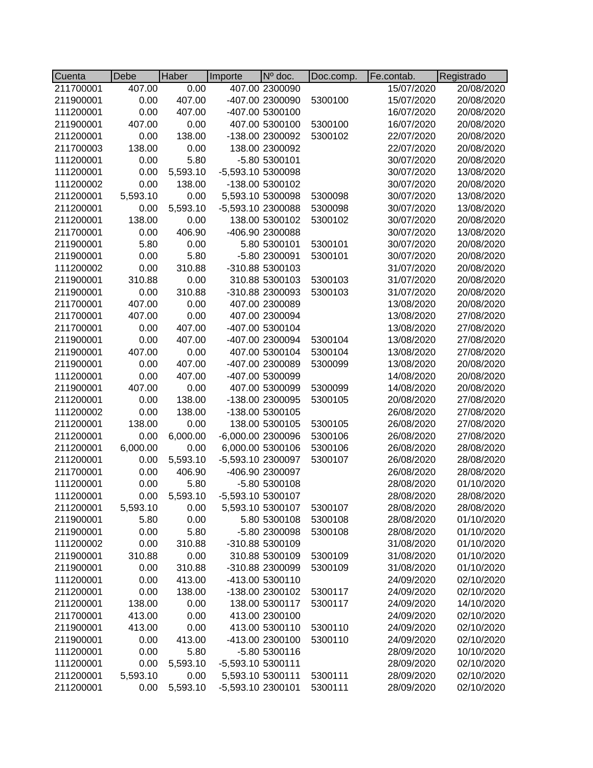| Cuenta | Debe | Haber | Importe | Nº doc. | Doc.comp. | Fe.contab. | Registrado |
|---|---|---|---|---|---|---|---|
| 211700001 | 407.00 | 0.00 | 407.00 | 2300090 | | 15/07/2020 | 20/08/2020 |
| 211900001 | 0.00 | 407.00 | -407.00 | 2300090 | 5300100 | 15/07/2020 | 20/08/2020 |
| 111200001 | 0.00 | 407.00 | -407.00 | 5300100 | | 16/07/2020 | 20/08/2020 |
| 211900001 | 407.00 | 0.00 | 407.00 | 5300100 | 5300100 | 16/07/2020 | 20/08/2020 |
| 211200001 | 0.00 | 138.00 | -138.00 | 2300092 | 5300102 | 22/07/2020 | 20/08/2020 |
| 211700003 | 138.00 | 0.00 | 138.00 | 2300092 | | 22/07/2020 | 20/08/2020 |
| 111200001 | 0.00 | 5.80 | -5.80 | 5300101 | | 30/07/2020 | 20/08/2020 |
| 111200001 | 0.00 | 5,593.10 | -5,593.10 | 5300098 | | 30/07/2020 | 13/08/2020 |
| 111200002 | 0.00 | 138.00 | -138.00 | 5300102 | | 30/07/2020 | 20/08/2020 |
| 211200001 | 5,593.10 | 0.00 | 5,593.10 | 5300098 | 5300098 | 30/07/2020 | 13/08/2020 |
| 211200001 | 0.00 | 5,593.10 | -5,593.10 | 2300088 | 5300098 | 30/07/2020 | 13/08/2020 |
| 211200001 | 138.00 | 0.00 | 138.00 | 5300102 | 5300102 | 30/07/2020 | 20/08/2020 |
| 211700001 | 0.00 | 406.90 | -406.90 | 2300088 | | 30/07/2020 | 13/08/2020 |
| 211900001 | 5.80 | 0.00 | 5.80 | 5300101 | 5300101 | 30/07/2020 | 20/08/2020 |
| 211900001 | 0.00 | 5.80 | -5.80 | 2300091 | 5300101 | 30/07/2020 | 20/08/2020 |
| 111200002 | 0.00 | 310.88 | -310.88 | 5300103 | | 31/07/2020 | 20/08/2020 |
| 211900001 | 310.88 | 0.00 | 310.88 | 5300103 | 5300103 | 31/07/2020 | 20/08/2020 |
| 211900001 | 0.00 | 310.88 | -310.88 | 2300093 | 5300103 | 31/07/2020 | 20/08/2020 |
| 211700001 | 407.00 | 0.00 | 407.00 | 2300089 | | 13/08/2020 | 20/08/2020 |
| 211700001 | 407.00 | 0.00 | 407.00 | 2300094 | | 13/08/2020 | 27/08/2020 |
| 211700001 | 0.00 | 407.00 | -407.00 | 5300104 | | 13/08/2020 | 27/08/2020 |
| 211900001 | 0.00 | 407.00 | -407.00 | 2300094 | 5300104 | 13/08/2020 | 27/08/2020 |
| 211900001 | 407.00 | 0.00 | 407.00 | 5300104 | 5300104 | 13/08/2020 | 27/08/2020 |
| 211900001 | 0.00 | 407.00 | -407.00 | 2300089 | 5300099 | 13/08/2020 | 20/08/2020 |
| 111200001 | 0.00 | 407.00 | -407.00 | 5300099 | | 14/08/2020 | 20/08/2020 |
| 211900001 | 407.00 | 0.00 | 407.00 | 5300099 | 5300099 | 14/08/2020 | 20/08/2020 |
| 211200001 | 0.00 | 138.00 | -138.00 | 2300095 | 5300105 | 20/08/2020 | 27/08/2020 |
| 111200002 | 0.00 | 138.00 | -138.00 | 5300105 | | 26/08/2020 | 27/08/2020 |
| 211200001 | 138.00 | 0.00 | 138.00 | 5300105 | 5300105 | 26/08/2020 | 27/08/2020 |
| 211200001 | 0.00 | 6,000.00 | -6,000.00 | 2300096 | 5300106 | 26/08/2020 | 27/08/2020 |
| 211200001 | 6,000.00 | 0.00 | 6,000.00 | 5300106 | 5300106 | 26/08/2020 | 28/08/2020 |
| 211200001 | 0.00 | 5,593.10 | -5,593.10 | 2300097 | 5300107 | 26/08/2020 | 28/08/2020 |
| 211700001 | 0.00 | 406.90 | -406.90 | 2300097 | | 26/08/2020 | 28/08/2020 |
| 111200001 | 0.00 | 5.80 | -5.80 | 5300108 | | 28/08/2020 | 01/10/2020 |
| 111200001 | 0.00 | 5,593.10 | -5,593.10 | 5300107 | | 28/08/2020 | 28/08/2020 |
| 211200001 | 5,593.10 | 0.00 | 5,593.10 | 5300107 | 5300107 | 28/08/2020 | 28/08/2020 |
| 211900001 | 5.80 | 0.00 | 5.80 | 5300108 | 5300108 | 28/08/2020 | 01/10/2020 |
| 211900001 | 0.00 | 5.80 | -5.80 | 2300098 | 5300108 | 28/08/2020 | 01/10/2020 |
| 111200002 | 0.00 | 310.88 | -310.88 | 5300109 | | 31/08/2020 | 01/10/2020 |
| 211900001 | 310.88 | 0.00 | 310.88 | 5300109 | 5300109 | 31/08/2020 | 01/10/2020 |
| 211900001 | 0.00 | 310.88 | -310.88 | 2300099 | 5300109 | 31/08/2020 | 01/10/2020 |
| 111200001 | 0.00 | 413.00 | -413.00 | 5300110 | | 24/09/2020 | 02/10/2020 |
| 211200001 | 0.00 | 138.00 | -138.00 | 2300102 | 5300117 | 24/09/2020 | 02/10/2020 |
| 211200001 | 138.00 | 0.00 | 138.00 | 5300117 | 5300117 | 24/09/2020 | 14/10/2020 |
| 211700001 | 413.00 | 0.00 | 413.00 | 2300100 | | 24/09/2020 | 02/10/2020 |
| 211900001 | 413.00 | 0.00 | 413.00 | 5300110 | 5300110 | 24/09/2020 | 02/10/2020 |
| 211900001 | 0.00 | 413.00 | -413.00 | 2300100 | 5300110 | 24/09/2020 | 02/10/2020 |
| 111200001 | 0.00 | 5.80 | -5.80 | 5300116 | | 28/09/2020 | 10/10/2020 |
| 111200001 | 0.00 | 5,593.10 | -5,593.10 | 5300111 | | 28/09/2020 | 02/10/2020 |
| 211200001 | 5,593.10 | 0.00 | 5,593.10 | 5300111 | 5300111 | 28/09/2020 | 02/10/2020 |
| 211200001 | 0.00 | 5,593.10 | -5,593.10 | 2300101 | 5300111 | 28/09/2020 | 02/10/2020 |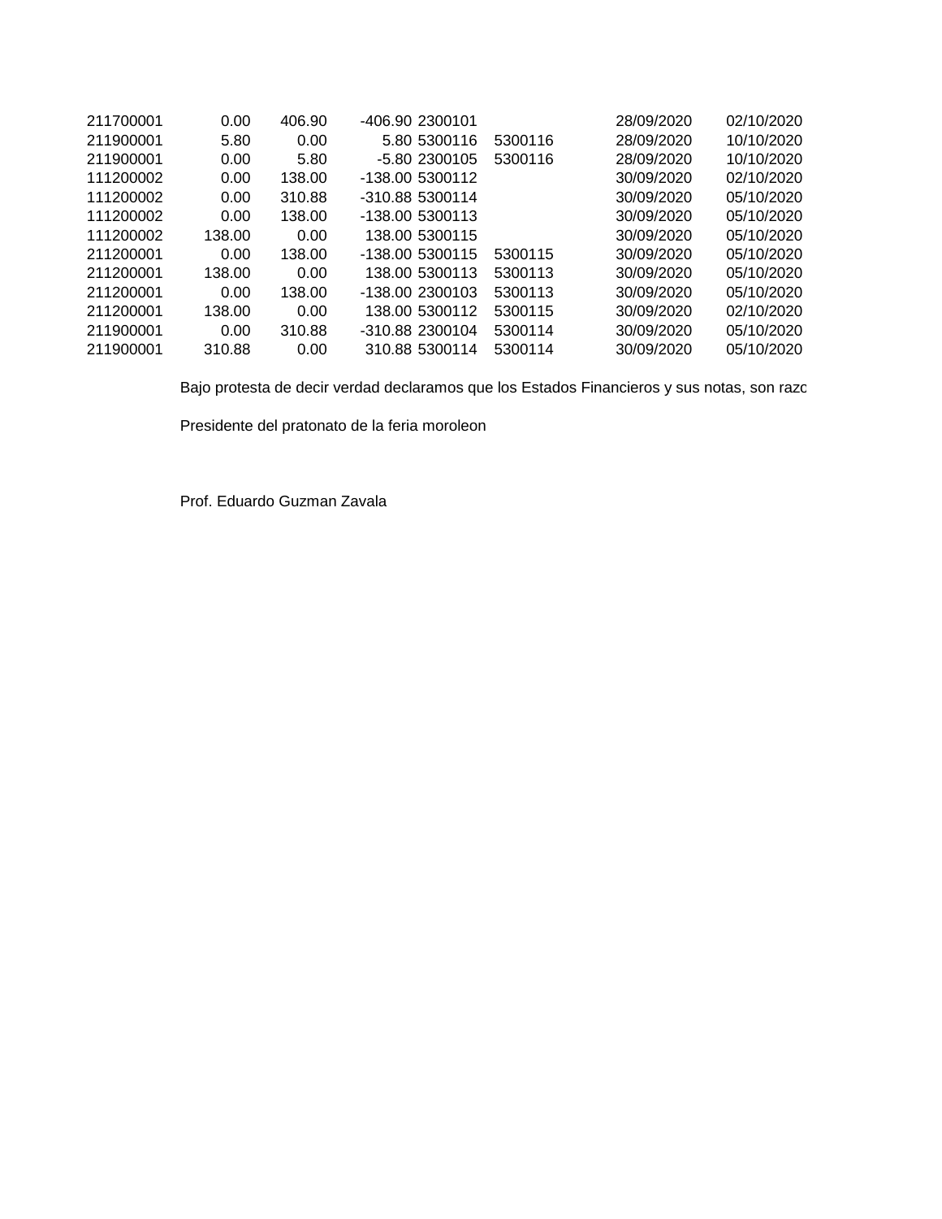| | | | | | | | |
|---|---|---|---|---|---|---|---|
| 211700001 | 0.00 | 406.90 | -406.90 | 2300101 | | 28/09/2020 | 02/10/2020 |
| 211900001 | 5.80 | 0.00 | 5.80 | 5300116 | 5300116 | 28/09/2020 | 10/10/2020 |
| 211900001 | 0.00 | 5.80 | -5.80 | 2300105 | 5300116 | 28/09/2020 | 10/10/2020 |
| 111200002 | 0.00 | 138.00 | -138.00 | 5300112 | | 30/09/2020 | 02/10/2020 |
| 111200002 | 0.00 | 310.88 | -310.88 | 5300114 | | 30/09/2020 | 05/10/2020 |
| 111200002 | 0.00 | 138.00 | -138.00 | 5300113 | | 30/09/2020 | 05/10/2020 |
| 111200002 | 138.00 | 0.00 | 138.00 | 5300115 | | 30/09/2020 | 05/10/2020 |
| 211200001 | 0.00 | 138.00 | -138.00 | 5300115 | 5300115 | 30/09/2020 | 05/10/2020 |
| 211200001 | 138.00 | 0.00 | 138.00 | 5300113 | 5300113 | 30/09/2020 | 05/10/2020 |
| 211200001 | 0.00 | 138.00 | -138.00 | 2300103 | 5300113 | 30/09/2020 | 05/10/2020 |
| 211200001 | 138.00 | 0.00 | 138.00 | 5300112 | 5300115 | 30/09/2020 | 02/10/2020 |
| 211900001 | 0.00 | 310.88 | -310.88 | 2300104 | 5300114 | 30/09/2020 | 05/10/2020 |
| 211900001 | 310.88 | 0.00 | 310.88 | 5300114 | 5300114 | 30/09/2020 | 05/10/2020 |

Bajo protesta de decir verdad declaramos que los Estados Financieros y sus notas, son razo

Presidente del pratonato de la feria moroleon

Prof. Eduardo Guzman Zavala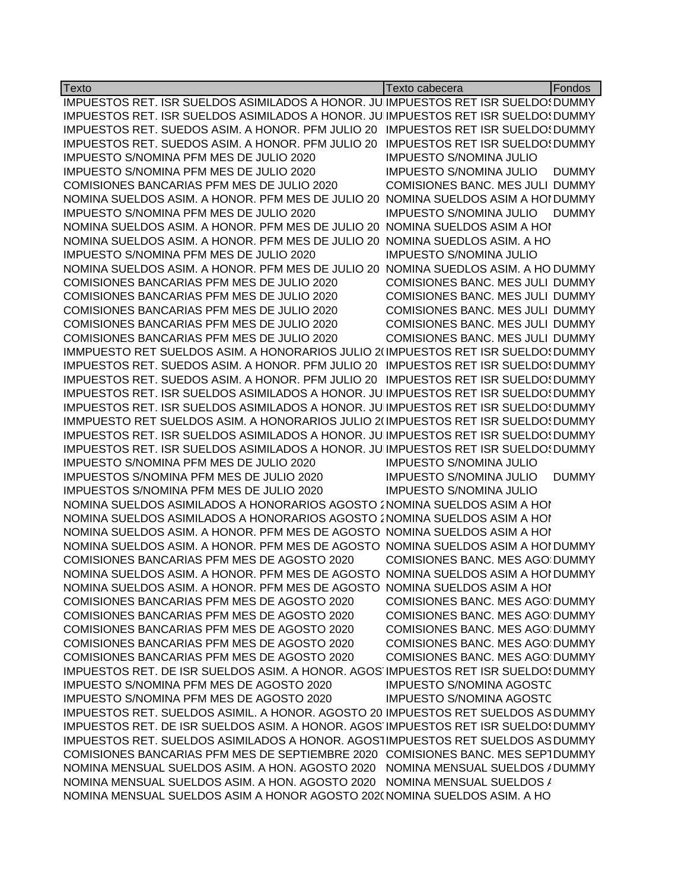| Texto | Texto cabecera | Fondos |
|---|---|---|
| IMPUESTOS RET. ISR SUELDOS ASIMILADOS A HONOR. JU | IMPUESTOS RET ISR SUELDOS | DUMMY |
| IMPUESTOS RET. ISR SUELDOS ASIMILADOS A HONOR. JU | IMPUESTOS RET ISR SUELDOS | DUMMY |
| IMPUESTOS RET. SUEDOS ASIM. A HONOR. PFM JULIO 20 | IMPUESTOS RET ISR SUELDOS | DUMMY |
| IMPUESTOS RET. SUEDOS ASIM. A HONOR. PFM JULIO 20 | IMPUESTOS RET ISR SUELDOS | DUMMY |
| IMPUESTO S/NOMINA PFM MES DE JULIO 2020 | IMPUESTO S/NOMINA JULIO | |
| IMPUESTO S/NOMINA PFM MES DE JULIO 2020 | IMPUESTO S/NOMINA JULIO | DUMMY |
| COMISIONES BANCARIAS PFM MES DE JULIO 2020 | COMISIONES BANC. MES JULI | DUMMY |
| NOMINA SUELDOS ASIM. A HONOR. PFM MES DE JULIO 20 | NOMINA SUELDOS ASIM A HON | DUMMY |
| IMPUESTO S/NOMINA PFM MES DE JULIO 2020 | IMPUESTO S/NOMINA JULIO | DUMMY |
| NOMINA SUELDOS ASIM. A HONOR. PFM MES DE JULIO 20 | NOMINA SUELDOS ASIM A HON | |
| NOMINA SUELDOS ASIM. A HONOR. PFM MES DE JULIO 20 | NOMINA SUEDLOS ASIM. A HO | |
| IMPUESTO S/NOMINA PFM MES DE JULIO 2020 | IMPUESTO S/NOMINA JULIO | |
| NOMINA SUELDOS ASIM. A HONOR. PFM MES DE JULIO 20 | NOMINA SUEDLOS ASIM. A HO | DUMMY |
| COMISIONES BANCARIAS PFM MES DE JULIO 2020 | COMISIONES BANC. MES JULI | DUMMY |
| COMISIONES BANCARIAS PFM MES DE JULIO 2020 | COMISIONES BANC. MES JULI | DUMMY |
| COMISIONES BANCARIAS PFM MES DE JULIO 2020 | COMISIONES BANC. MES JULI | DUMMY |
| COMISIONES BANCARIAS PFM MES DE JULIO 2020 | COMISIONES BANC. MES JULI | DUMMY |
| COMISIONES BANCARIAS PFM MES DE JULIO 2020 | COMISIONES BANC. MES JULI | DUMMY |
| IMMPUESTO RET SUELDOS ASIM. A HONORARIOS JULIO 20 | IMPUESTOS RET ISR SUELDOS | DUMMY |
| IMPUESTOS RET. SUEDOS ASIM. A HONOR. PFM JULIO 20 | IMPUESTOS RET ISR SUELDOS | DUMMY |
| IMPUESTOS RET. SUEDOS ASIM. A HONOR. PFM JULIO 20 | IMPUESTOS RET ISR SUELDOS | DUMMY |
| IMPUESTOS RET. ISR SUELDOS ASIMILADOS A HONOR. JU | IMPUESTOS RET ISR SUELDOS | DUMMY |
| IMPUESTOS RET. ISR SUELDOS ASIMILADOS A HONOR. JU | IMPUESTOS RET ISR SUELDOS | DUMMY |
| IMMPUESTO RET SUELDOS ASIM. A HONORARIOS JULIO 20 | IMPUESTOS RET ISR SUELDOS | DUMMY |
| IMPUESTOS RET. ISR SUELDOS ASIMILADOS A HONOR. JU | IMPUESTOS RET ISR SUELDOS | DUMMY |
| IMPUESTOS RET. ISR SUELDOS ASIMILADOS A HONOR. JU | IMPUESTOS RET ISR SUELDOS | DUMMY |
| IMPUESTO S/NOMINA PFM MES DE JULIO 2020 | IMPUESTO S/NOMINA JULIO | |
| IMPUESTOS S/NOMINA PFM MES DE JULIO 2020 | IMPUESTO S/NOMINA JULIO | DUMMY |
| IMPUESTOS S/NOMINA PFM MES DE JULIO 2020 | IMPUESTO S/NOMINA JULIO | |
| NOMINA SUELDOS ASIMILADOS A HONORARIOS AGOSTO 2 | NOMINA SUELDOS ASIM A HON | |
| NOMINA SUELDOS ASIMILADOS A HONORARIOS AGOSTO 2 | NOMINA SUELDOS ASIM A HON | |
| NOMINA SUELDOS ASIM. A HONOR. PFM MES DE AGOSTO | NOMINA SUELDOS ASIM A HON | |
| NOMINA SUELDOS ASIM. A HONOR. PFM MES DE AGOSTO | NOMINA SUELDOS ASIM A HON | DUMMY |
| COMISIONES BANCARIAS PFM MES DE AGOSTO 2020 | COMISIONES BANC. MES AGO | DUMMY |
| NOMINA SUELDOS ASIM. A HONOR. PFM MES DE AGOSTO | NOMINA SUELDOS ASIM A HON | DUMMY |
| NOMINA SUELDOS ASIM. A HONOR. PFM MES DE AGOSTO | NOMINA SUELDOS ASIM A HON | |
| COMISIONES BANCARIAS PFM MES DE AGOSTO 2020 | COMISIONES BANC. MES AGO | DUMMY |
| COMISIONES BANCARIAS PFM MES DE AGOSTO 2020 | COMISIONES BANC. MES AGO | DUMMY |
| COMISIONES BANCARIAS PFM MES DE AGOSTO 2020 | COMISIONES BANC. MES AGO | DUMMY |
| COMISIONES BANCARIAS PFM MES DE AGOSTO 2020 | COMISIONES BANC. MES AGO | DUMMY |
| COMISIONES BANCARIAS PFM MES DE AGOSTO 2020 | COMISIONES BANC. MES AGO | DUMMY |
| IMPUESTOS RET. DE ISR SUELDOS ASIM. A HONOR. AGOS | IMPUESTOS RET ISR SUELDOS | DUMMY |
| IMPUESTO S/NOMINA PFM MES DE AGOSTO 2020 | IMPUESTO S/NOMINA AGOSTO | |
| IMPUESTO S/NOMINA PFM MES DE AGOSTO 2020 | IMPUESTO S/NOMINA AGOSTO | |
| IMPUESTOS RET. SUELDOS ASIMIL. A HONOR. AGOSTO 20 | IMPUESTOS RET SUELDOS AS | DUMMY |
| IMPUESTOS RET. DE ISR SUELDOS ASIM. A HONOR. AGOS | IMPUESTOS RET ISR SUELDOS | DUMMY |
| IMPUESTOS RET. SUELDOS ASIMILADOS A HONOR. AGOST | IMPUESTOS RET SUELDOS AS | DUMMY |
| COMISIONES BANCARIAS PFM MES DE SEPTIEMBRE 2020 | COMISIONES BANC. MES SEPT | DUMMY |
| NOMINA MENSUAL SUELDOS ASIM. A HON. AGOSTO 2020 | NOMINA MENSUAL SUELDOS A | DUMMY |
| NOMINA MENSUAL SUELDOS ASIM. A HON. AGOSTO 2020 | NOMINA MENSUAL SUELDOS A | |
| NOMINA MENSUAL SUELDOS ASIM A HONOR AGOSTO 2020 | NOMINA SUELDOS ASIM. A HO | |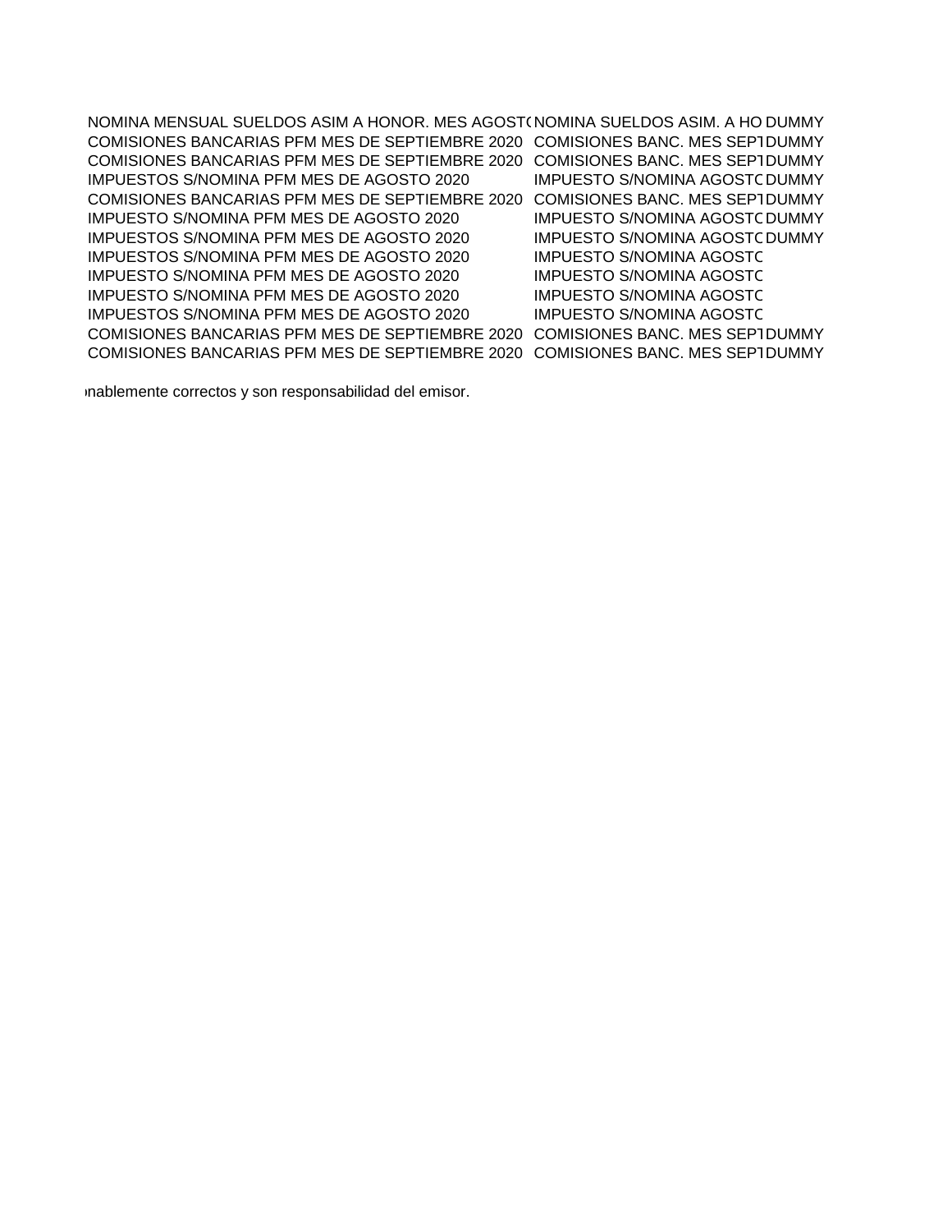| | | |
|---|---|---|
| NOMINA MENSUAL SUELDOS ASIM A HONOR. MES AGOST( | NOMINA SUELDOS ASIM. A HO | DUMMY |
| COMISIONES BANCARIAS PFM MES DE SEPTIEMBRE 2020 | COMISIONES BANC. MES SEPT | DUMMY |
| COMISIONES BANCARIAS PFM MES DE SEPTIEMBRE 2020 | COMISIONES BANC. MES SEPT | DUMMY |
| IMPUESTOS S/NOMINA PFM MES DE AGOSTO 2020 | IMPUESTO S/NOMINA AGOSTC | DUMMY |
| COMISIONES BANCARIAS PFM MES DE SEPTIEMBRE 2020 | COMISIONES BANC. MES SEPT | DUMMY |
| IMPUESTO S/NOMINA PFM MES DE AGOSTO 2020 | IMPUESTO S/NOMINA AGOSTC | DUMMY |
| IMPUESTOS S/NOMINA PFM MES DE AGOSTO 2020 | IMPUESTO S/NOMINA AGOSTC | DUMMY |
| IMPUESTOS S/NOMINA PFM MES DE AGOSTO 2020 | IMPUESTO S/NOMINA AGOSTC | |
| IMPUESTO S/NOMINA PFM MES DE AGOSTO 2020 | IMPUESTO S/NOMINA AGOSTC | |
| IMPUESTO S/NOMINA PFM MES DE AGOSTO 2020 | IMPUESTO S/NOMINA AGOSTC | |
| IMPUESTOS S/NOMINA PFM MES DE AGOSTO 2020 | IMPUESTO S/NOMINA AGOSTC | |
| COMISIONES BANCARIAS PFM MES DE SEPTIEMBRE 2020 | COMISIONES BANC. MES SEPT | DUMMY |
| COMISIONES BANCARIAS PFM MES DE SEPTIEMBRE 2020 | COMISIONES BANC. MES SEPT | DUMMY |

nablemente correctos y son responsabilidad del emisor.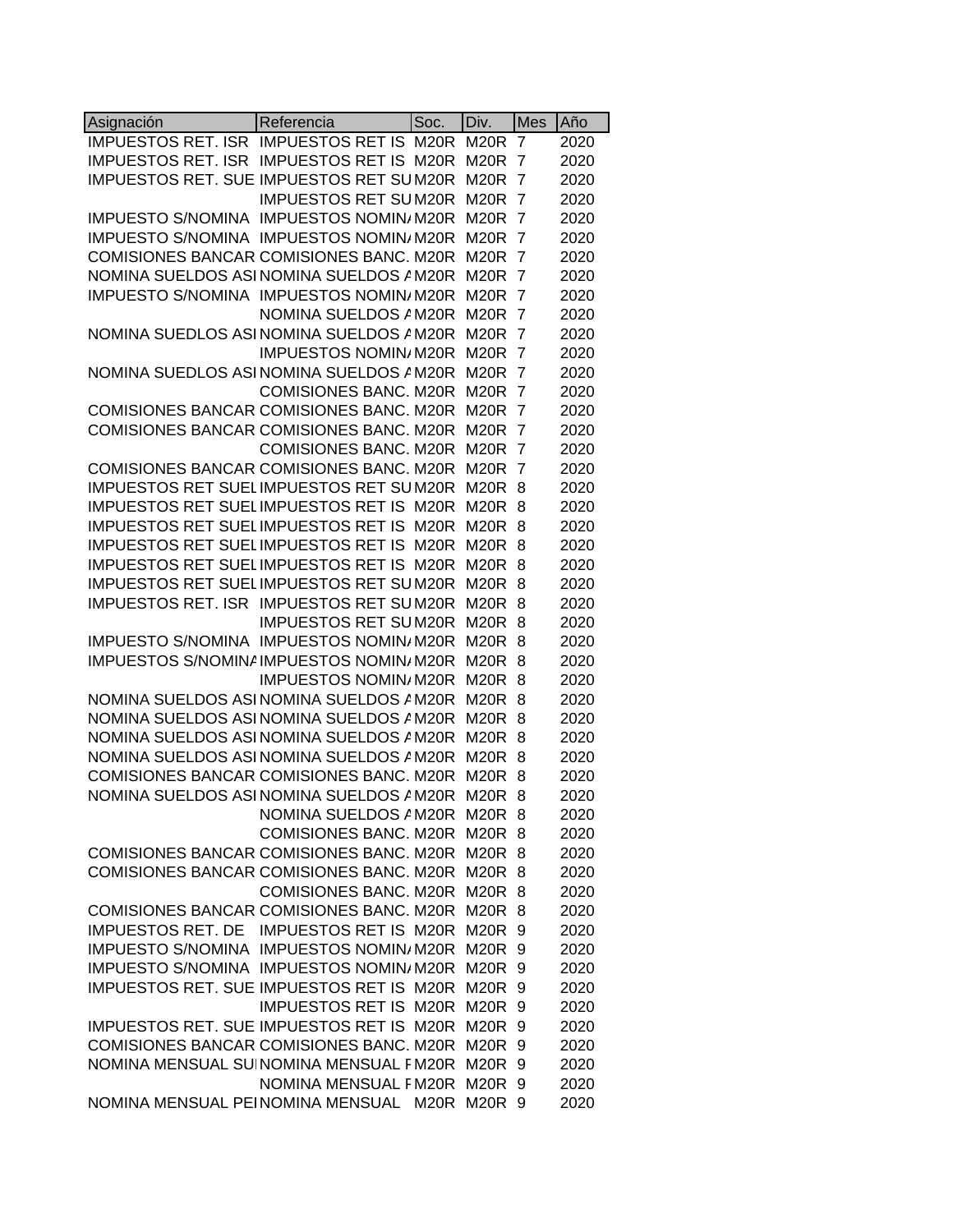| Asignación | Referencia | Soc. | Div. | Mes | Año |
|---|---|---|---|---|---|
| IMPUESTOS RET. ISR | IMPUESTOS RET IS | M20R | M20R | 7 | 2020 |
| IMPUESTOS RET. ISR | IMPUESTOS RET IS | M20R | M20R | 7 | 2020 |
| IMPUESTOS RET. SUE | IMPUESTOS RET SU | M20R | M20R | 7 | 2020 |
| | IMPUESTOS RET SU | M20R | M20R | 7 | 2020 |
| IMPUESTO S/NOMINA | IMPUESTOS NOMIN/ | M20R | M20R | 7 | 2020 |
| IMPUESTO S/NOMINA | IMPUESTOS NOMIN/ | M20R | M20R | 7 | 2020 |
| COMISIONES BANCAR | COMISIONES BANC. | M20R | M20R | 7 | 2020 |
| NOMINA SUELDOS ASI | NOMINA SUELDOS / | M20R | M20R | 7 | 2020 |
| IMPUESTO S/NOMINA | IMPUESTOS NOMIN/ | M20R | M20R | 7 | 2020 |
| | NOMINA SUELDOS / | M20R | M20R | 7 | 2020 |
| NOMINA SUEDLOS ASI | NOMINA SUELDOS / | M20R | M20R | 7 | 2020 |
| | IMPUESTOS NOMIN/ | M20R | M20R | 7 | 2020 |
| NOMINA SUEDLOS ASI | NOMINA SUELDOS / | M20R | M20R | 7 | 2020 |
| | COMISIONES BANC. | M20R | M20R | 7 | 2020 |
| COMISIONES BANCAR | COMISIONES BANC. | M20R | M20R | 7 | 2020 |
| COMISIONES BANCAR | COMISIONES BANC. | M20R | M20R | 7 | 2020 |
| | COMISIONES BANC. | M20R | M20R | 7 | 2020 |
| COMISIONES BANCAR | COMISIONES BANC. | M20R | M20R | 7 | 2020 |
| IMPUESTOS RET SUEL | IMPUESTOS RET SU | M20R | M20R | 8 | 2020 |
| IMPUESTOS RET SUEL | IMPUESTOS RET IS | M20R | M20R | 8 | 2020 |
| IMPUESTOS RET SUEL | IMPUESTOS RET IS | M20R | M20R | 8 | 2020 |
| IMPUESTOS RET SUEL | IMPUESTOS RET IS | M20R | M20R | 8 | 2020 |
| IMPUESTOS RET SUEL | IMPUESTOS RET IS | M20R | M20R | 8 | 2020 |
| IMPUESTOS RET SUEL | IMPUESTOS RET SU | M20R | M20R | 8 | 2020 |
| IMPUESTOS RET. ISR | IMPUESTOS RET SU | M20R | M20R | 8 | 2020 |
| | IMPUESTOS RET SU | M20R | M20R | 8 | 2020 |
| IMPUESTO S/NOMINA | IMPUESTOS NOMIN/ | M20R | M20R | 8 | 2020 |
| IMPUESTOS S/NOMINA | IMPUESTOS NOMIN/ | M20R | M20R | 8 | 2020 |
| | IMPUESTOS NOMIN/ | M20R | M20R | 8 | 2020 |
| NOMINA SUELDOS ASI | NOMINA SUELDOS / | M20R | M20R | 8 | 2020 |
| NOMINA SUELDOS ASI | NOMINA SUELDOS / | M20R | M20R | 8 | 2020 |
| NOMINA SUELDOS ASI | NOMINA SUELDOS / | M20R | M20R | 8 | 2020 |
| NOMINA SUELDOS ASI | NOMINA SUELDOS / | M20R | M20R | 8 | 2020 |
| COMISIONES BANCAR | COMISIONES BANC. | M20R | M20R | 8 | 2020 |
| NOMINA SUELDOS ASI | NOMINA SUELDOS / | M20R | M20R | 8 | 2020 |
| | NOMINA SUELDOS / | M20R | M20R | 8 | 2020 |
| | COMISIONES BANC. | M20R | M20R | 8 | 2020 |
| COMISIONES BANCAR | COMISIONES BANC. | M20R | M20R | 8 | 2020 |
| COMISIONES BANCAR | COMISIONES BANC. | M20R | M20R | 8 | 2020 |
| | COMISIONES BANC. | M20R | M20R | 8 | 2020 |
| COMISIONES BANCAR | COMISIONES BANC. | M20R | M20R | 8 | 2020 |
| IMPUESTOS RET. DE | IMPUESTOS RET IS | M20R | M20R | 9 | 2020 |
| IMPUESTO S/NOMINA | IMPUESTOS NOMIN/ | M20R | M20R | 9 | 2020 |
| IMPUESTO S/NOMINA | IMPUESTOS NOMIN/ | M20R | M20R | 9 | 2020 |
| IMPUESTOS RET. SUE | IMPUESTOS RET IS | M20R | M20R | 9 | 2020 |
| | IMPUESTOS RET IS | M20R | M20R | 9 | 2020 |
| IMPUESTOS RET. SUE | IMPUESTOS RET IS | M20R | M20R | 9 | 2020 |
| COMISIONES BANCAR | COMISIONES BANC. | M20R | M20R | 9 | 2020 |
| NOMINA MENSUAL SU | NOMINA MENSUAL F | M20R | M20R | 9 | 2020 |
| | NOMINA MENSUAL F | M20R | M20R | 9 | 2020 |
| NOMINA MENSUAL PE | NOMINA MENSUAL | M20R | M20R | 9 | 2020 |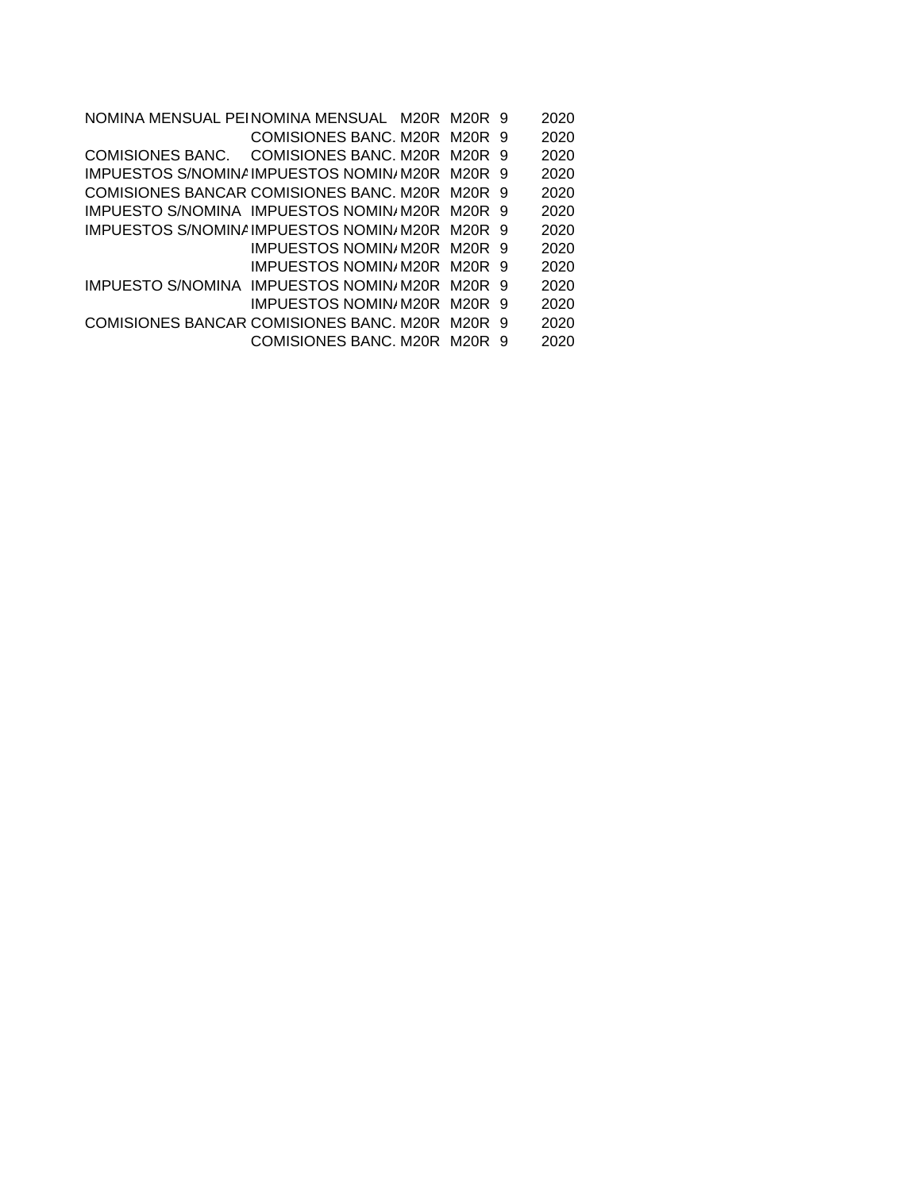| | | | | | |
|---|---|---|---|---|---|
| NOMINA MENSUAL PEI | NOMINA MENSUAL | M20R | M20R | 9 | 2020 |
| | COMISIONES BANC. | M20R | M20R | 9 | 2020 |
| COMISIONES BANC. | COMISIONES BANC. | M20R | M20R | 9 | 2020 |
| IMPUESTOS S/NOMINA | IMPUESTOS NOMIN/ | M20R | M20R | 9 | 2020 |
| COMISIONES BANCAR | COMISIONES BANC. | M20R | M20R | 9 | 2020 |
| IMPUESTO S/NOMINA | IMPUESTOS NOMIN/ | M20R | M20R | 9 | 2020 |
| IMPUESTOS S/NOMINA | IMPUESTOS NOMIN/ | M20R | M20R | 9 | 2020 |
| | IMPUESTOS NOMIN/ | M20R | M20R | 9 | 2020 |
| | IMPUESTOS NOMIN/ | M20R | M20R | 9 | 2020 |
| IMPUESTO S/NOMINA | IMPUESTOS NOMIN/ | M20R | M20R | 9 | 2020 |
| | IMPUESTOS NOMIN/ | M20R | M20R | 9 | 2020 |
| COMISIONES BANCAR | COMISIONES BANC. | M20R | M20R | 9 | 2020 |
| | COMISIONES BANC. | M20R | M20R | 9 | 2020 |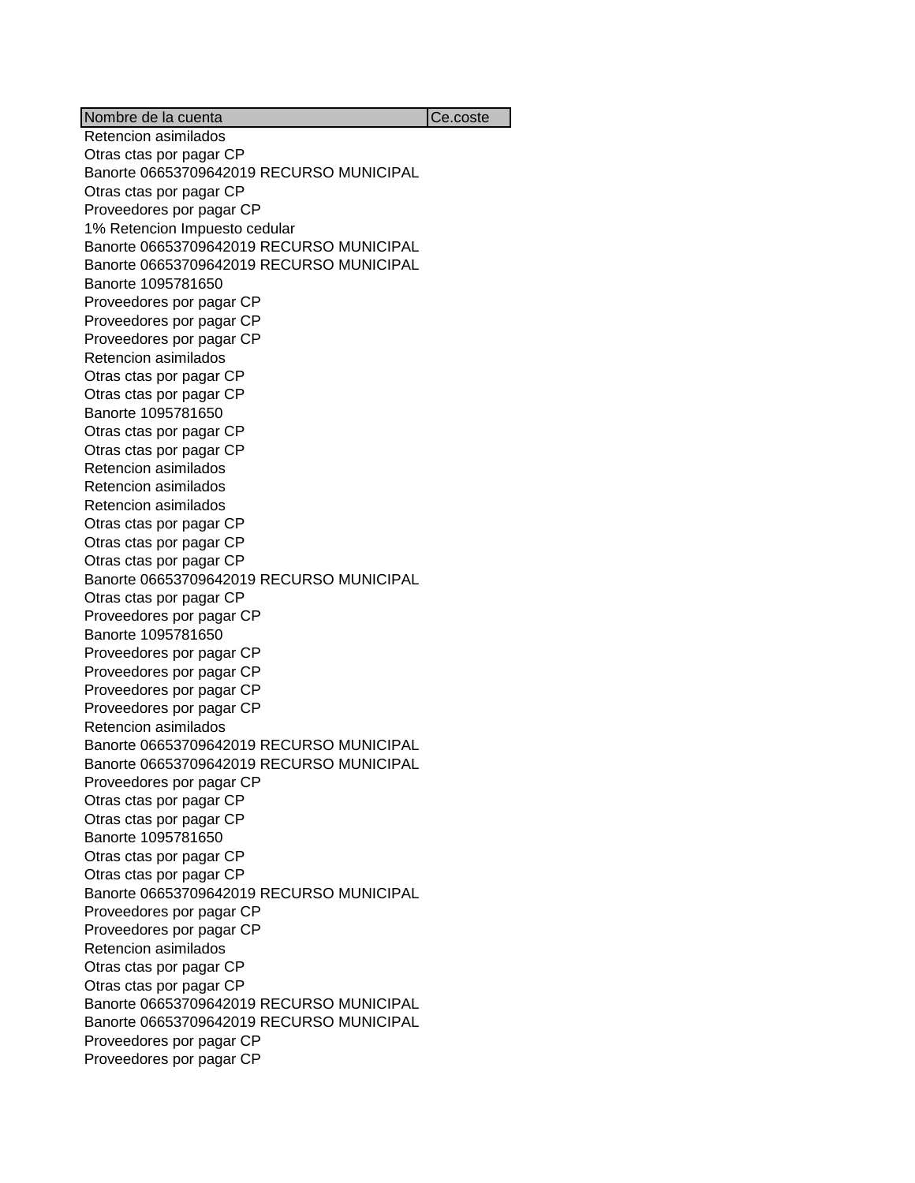| Nombre de la cuenta | Ce.coste |
|---|---|
| Retencion asimilados | |
| Otras ctas por pagar CP | |
| Banorte 06653709642019 RECURSO MUNICIPAL | |
| Otras ctas por pagar CP | |
| Proveedores por pagar CP | |
| 1% Retencion Impuesto cedular | |
| Banorte 06653709642019 RECURSO MUNICIPAL | |
| Banorte 06653709642019 RECURSO MUNICIPAL | |
| Banorte 1095781650 | |
| Proveedores por pagar CP | |
| Proveedores por pagar CP | |
| Proveedores por pagar CP | |
| Retencion asimilados | |
| Otras ctas por pagar CP | |
| Otras ctas por pagar CP | |
| Banorte 1095781650 | |
| Otras ctas por pagar CP | |
| Otras ctas por pagar CP | |
| Retencion asimilados | |
| Retencion asimilados | |
| Retencion asimilados | |
| Otras ctas por pagar CP | |
| Otras ctas por pagar CP | |
| Otras ctas por pagar CP | |
| Banorte 06653709642019 RECURSO MUNICIPAL | |
| Otras ctas por pagar CP | |
| Proveedores por pagar CP | |
| Banorte 1095781650 | |
| Proveedores por pagar CP | |
| Proveedores por pagar CP | |
| Proveedores por pagar CP | |
| Proveedores por pagar CP | |
| Retencion asimilados | |
| Banorte 06653709642019 RECURSO MUNICIPAL | |
| Banorte 06653709642019 RECURSO MUNICIPAL | |
| Proveedores por pagar CP | |
| Otras ctas por pagar CP | |
| Otras ctas por pagar CP | |
| Banorte 1095781650 | |
| Otras ctas por pagar CP | |
| Otras ctas por pagar CP | |
| Banorte 06653709642019 RECURSO MUNICIPAL | |
| Proveedores por pagar CP | |
| Proveedores por pagar CP | |
| Retencion asimilados | |
| Otras ctas por pagar CP | |
| Otras ctas por pagar CP | |
| Banorte 06653709642019 RECURSO MUNICIPAL | |
| Banorte 06653709642019 RECURSO MUNICIPAL | |
| Proveedores por pagar CP | |
| Proveedores por pagar CP | |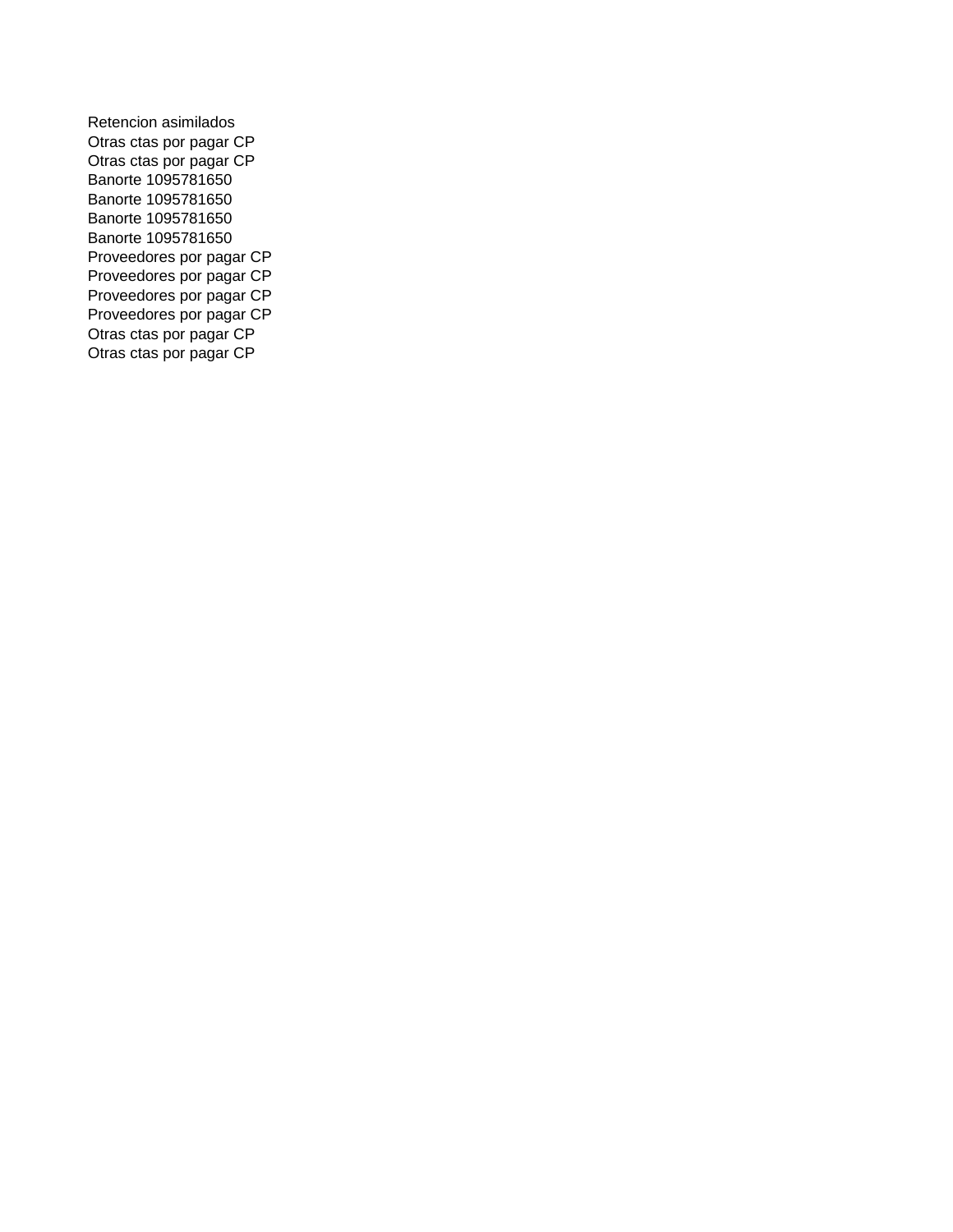Retencion asimilados
Otras ctas por pagar CP
Otras ctas por pagar CP
Banorte 1095781650
Banorte 1095781650
Banorte 1095781650
Banorte 1095781650
Proveedores por pagar CP
Proveedores por pagar CP
Proveedores por pagar CP
Proveedores por pagar CP
Otras ctas por pagar CP
Otras ctas por pagar CP